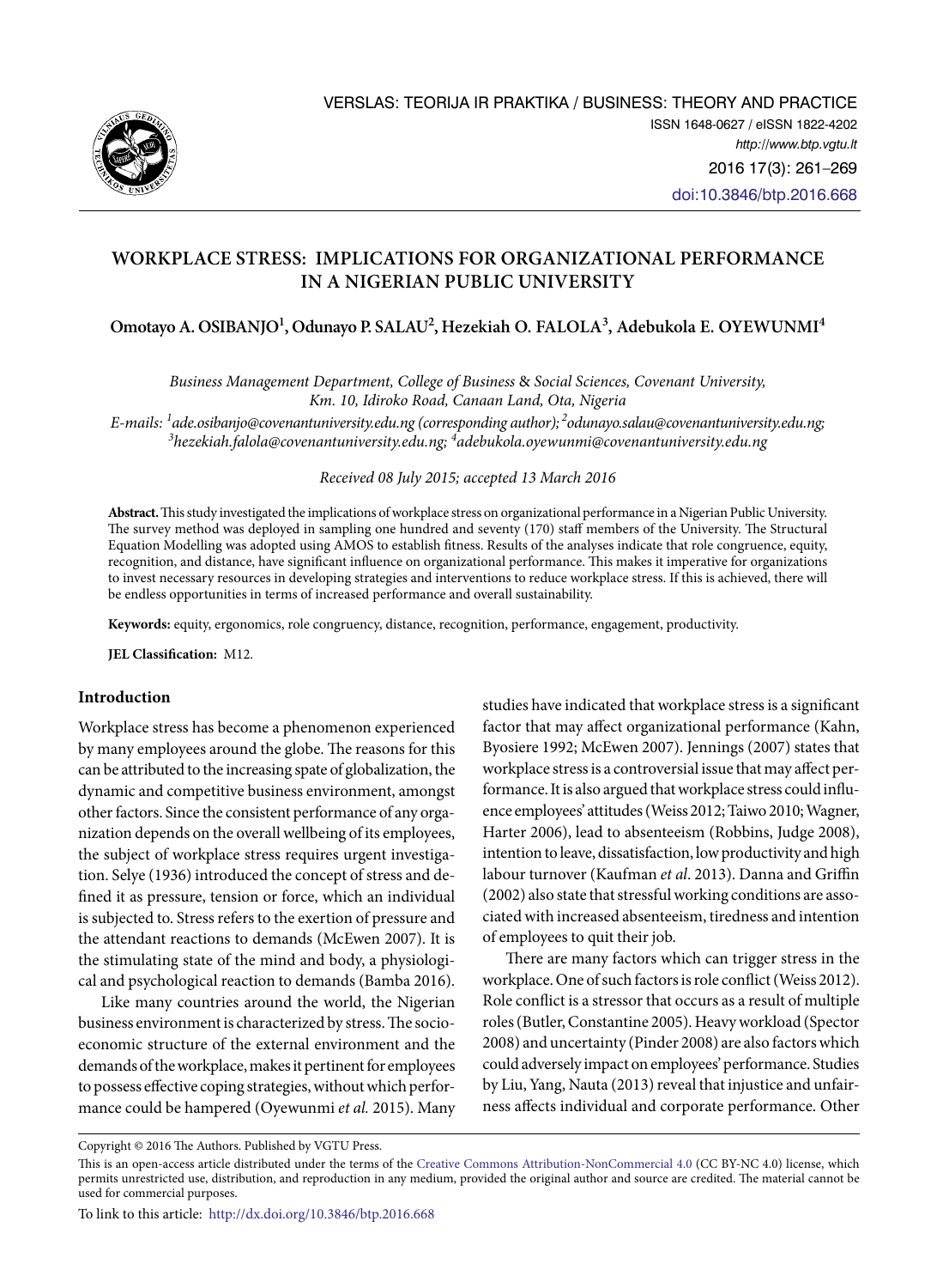# WORKPLACE STRESS: IMPLICATIONS FOR ORGANIZATIONAL PERFORMANCE IN A NIGERIAN PUBLIC UNIVERSITY

**Omotayo A. OSIBANJO[1], Odunayo P. SALAU[2], Hezekiah O. FALOLA[3], Adebukola E. OYEWUNMI[4]**

*Business Management Department, College of Business & Social Sciences, Covenant University, Km. 10, Idiroko Road, Canaan Land, Ota, Nigeria*

*E-mails: [1]ade.osibanjo@covenantuniversity.edu.ng (corresponding author); [2]odunayo.salau@covenantuniversity.edu.ng; [3]hezekiah.falola@covenantuniversity.edu.ng; [4]adebukola.oyewunmi@covenantuniversity.edu.ng*

*Received 08 July 2015; accepted 13 March 2016*

**Abstract.** This study investigated the implications of workplace stress on organizational performance in a Nigerian Public University. The survey method was deployed in sampling one hundred and seventy (170) staff members of the University. The Structural Equation Modelling was adopted using AMOS to establish fitness. Results of the analyses indicate that role congruence, equity, recognition, and distance, have significant influence on organizational performance. This makes it imperative for organizations to invest necessary resources in developing strategies and interventions to reduce workplace stress. If this is achieved, there will be endless opportunities in terms of increased performance and overall sustainability.

**Keywords:** equity, ergonomics, role congruency, distance, recognition, performance, engagement, productivity.

**JEL Classification:** M12.

## Introduction

Workplace stress has become a phenomenon experienced by many employees around the globe. The reasons for this can be attributed to the increasing spate of globalization, the dynamic and competitive business environment, amongst other factors. Since the consistent performance of any organization depends on the overall wellbeing of its employees, the subject of workplace stress requires urgent investigation. Selye (1936) introduced the concept of stress and defined it as pressure, tension or force, which an individual is subjected to. Stress refers to the exertion of pressure and the attendant reactions to demands (McEwen 2007). It is the stimulating state of the mind and body, a physiological and psychological reaction to demands (Bamba 2016).

Like many countries around the world, the Nigerian business environment is characterized by stress. The socio-economic structure of the external environment and the demands of the workplace, makes it pertinent for employees to possess effective coping strategies, without which performance could be hampered (Oyewunmi *et al.* 2015). Many studies have indicated that workplace stress is a significant factor that may affect organizational performance (Kahn, Byosiere 1992; McEwen 2007). Jennings (2007) states that workplace stress is a controversial issue that may affect performance. It is also argued that workplace stress could influence employees' attitudes (Weiss 2012; Taiwo 2010; Wagner, Harter 2006), lead to absenteeism (Robbins, Judge 2008), intention to leave, dissatisfaction, low productivity and high labour turnover (Kaufman *et al.* 2013). Danna and Griffin (2002) also state that stressful working conditions are associated with increased absenteeism, tiredness and intention of employees to quit their job.

There are many factors which can trigger stress in the workplace. One of such factors is role conflict (Weiss 2012). Role conflict is a stressor that occurs as a result of multiple roles (Butler, Constantine 2005). Heavy workload (Spector 2008) and uncertainty (Pinder 2008) are also factors which could adversely impact on employees' performance. Studies by Liu, Yang, Nauta (2013) reveal that injustice and unfairness affects individual and corporate performance. Other

Copyright © 2016 The Authors. Published by VGTU Press.

This is an open-access article distributed under the terms of the Creative Commons Attribution-NonCommercial 4.0 (CC BY-NC 4.0) license, which permits unrestricted use, distribution, and reproduction in any medium, provided the original author and source are credited. The material cannot be used for commercial purposes.

To link to this article: http://dx.doi.org/10.3846/btp.2016.668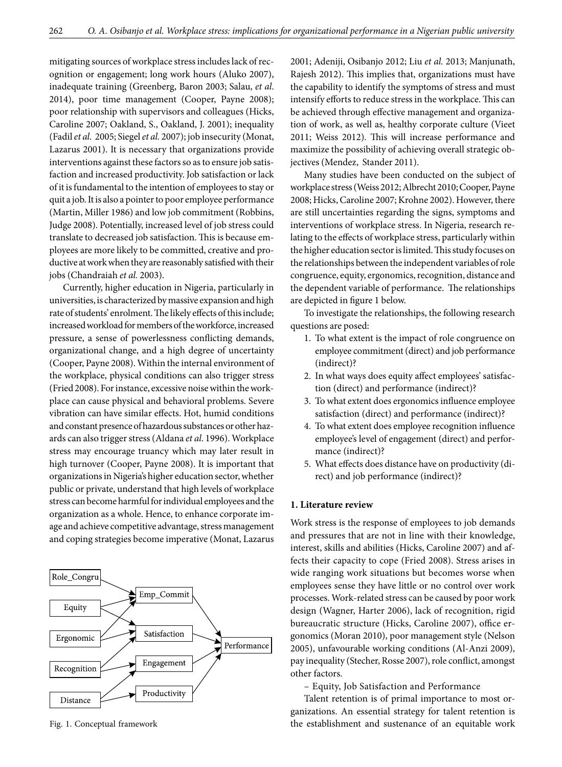mitigating sources of workplace stress includes lack of recognition or engagement; long work hours (Aluko 2007), inadequate training (Greenberg, Baron 2003; Salau, *et al.* 2014), poor time management (Cooper, Payne 2008); poor relationship with supervisors and colleagues (Hicks, Caroline 2007; Oakland, S., Oakland, J. 2001); inequality (Fadil *et al.* 2005; Siegel *et al.* 2007); job insecurity (Monat, Lazarus 2001). It is necessary that organizations provide interventions against these factors so as to ensure job satisfaction and increased productivity. Job satisfaction or lack of it is fundamental to the intention of employees to stay or quit a job. It is also a pointer to poor employee performance (Martin, Miller 1986) and low job commitment (Robbins, Judge 2008). Potentially, increased level of job stress could translate to decreased job satisfaction. This is because employees are more likely to be committed, creative and productive at work when they are reasonably satisfied with their jobs (Chandraiah *et al.* 2003).

Currently, higher education in Nigeria, particularly in universities, is characterized by massive expansion and high rate of students' enrolment. The likely effects of this include; increased workload for members of the workforce, increased pressure, a sense of powerlessness conflicting demands, organizational change, and a high degree of uncertainty (Cooper, Payne 2008). Within the internal environment of the workplace, physical conditions can also trigger stress (Fried 2008). For instance, excessive noise within the workplace can cause physical and behavioral problems. Severe vibration can have similar effects. Hot, humid conditions and constant presence of hazardous substances or other hazards can also trigger stress (Aldana *et al.* 1996). Workplace stress may encourage truancy which may later result in high turnover (Cooper, Payne 2008). It is important that organizations in Nigeria's higher education sector, whether public or private, understand that high levels of workplace stress can become harmful for individual employees and the organization as a whole. Hence, to enhance corporate image and achieve competitive advantage, stress management and coping strategies become imperative (Monat, Lazarus 2001; Adeniji, Osibanjo 2012; Liu *et al.* 2013; Manjunath, Rajesh 2012). This implies that, organizations must have the capability to identify the symptoms of stress and must intensify efforts to reduce stress in the workplace. This can be achieved through effective management and organization of work, as well as, healthy corporate culture (Viet 2011; Weiss 2012). This will increase performance and maximize the possibility of achieving overall strategic objectives (Mendez, Stander 2011).

Role_Congru → Emp_Commit
Equity → Emp_Commit, Satisfaction
Ergonomic → Emp_Commit, Satisfaction
Recognition → Satisfaction, Engagement
Distance → Engagement, Productivity
Emp_Commit, Satisfaction, Engagement, Productivity → Performance

Fig. 1. Conceptual framework

Many studies have been conducted on the subject of workplace stress (Weiss 2012; Albrecht 2010; Cooper, Payne 2008; Hicks, Caroline 2007; Krohne 2002). However, there are still uncertainties regarding the signs, symptoms and interventions of workplace stress. In Nigeria, research relating to the effects of workplace stress, particularly within the higher education sector is limited. This study focuses on the relationships between the independent variables of role congruence, equity, ergonomics, recognition, distance and the dependent variable of performance. The relationships are depicted in figure 1 below.

To investigate the relationships, the following research questions are posed:

1. To what extent is the impact of role congruence on employee commitment (direct) and job performance (indirect)?
2. In what ways does equity affect employees' satisfaction (direct) and performance (indirect)?
3. To what extent does ergonomics influence employee satisfaction (direct) and performance (indirect)?
4. To what extent does employee recognition influence employee's level of engagement (direct) and performance (indirect)?
5. What effects does distance have on productivity (direct) and job performance (indirect)?

## 1. Literature review

Work stress is the response of employees to job demands and pressures that are not in line with their knowledge, interest, skills and abilities (Hicks, Caroline 2007) and affects their capacity to cope (Fried 2008). Stress arises in wide ranging work situations but becomes worse when employees sense they have little or no control over work processes. Work-related stress can be caused by poor work design (Wagner, Harter 2006), lack of recognition, rigid bureaucratic structure (Hicks, Caroline 2007), office ergonomics (Moran 2010), poor management style (Nelson 2005), unfavourable working conditions (Al-Anzi 2009), pay inequality (Stecher, Rosse 2007), role conflict, amongst other factors.

– Equity, Job Satisfaction and Performance

Talent retention is of primal importance to most organizations. An essential strategy for talent retention is the establishment and sustenance of an equitable work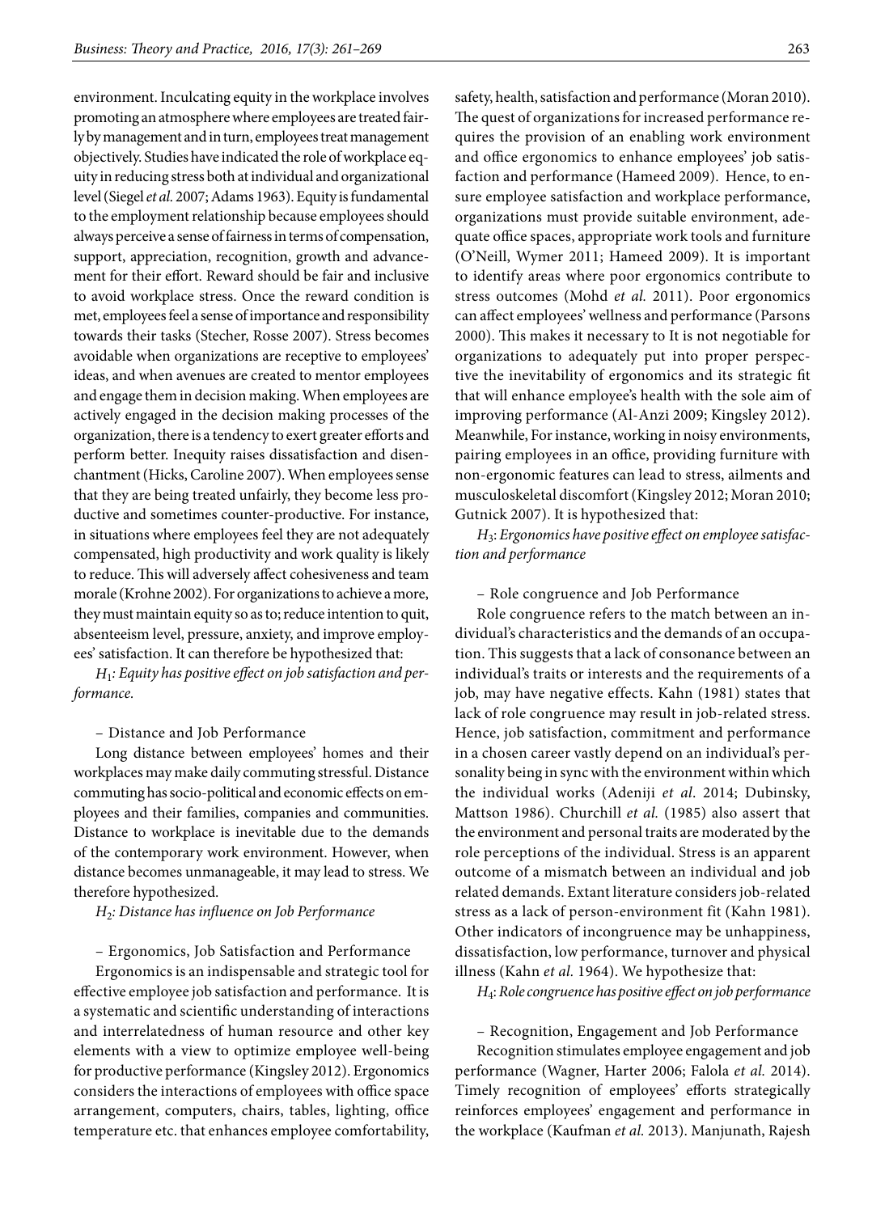environment. Inculcating equity in the workplace involves promoting an atmosphere where employees are treated fairly by management and in turn, employees treat management objectively. Studies have indicated the role of workplace equity in reducing stress both at individual and organizational level (Siegel *et al.* 2007; Adams 1963). Equity is fundamental to the employment relationship because employees should always perceive a sense of fairness in terms of compensation, support, appreciation, recognition, growth and advancement for their effort. Reward should be fair and inclusive to avoid workplace stress. Once the reward condition is met, employees feel a sense of importance and responsibility towards their tasks (Stecher, Rosse 2007). Stress becomes avoidable when organizations are receptive to employees' ideas, and when avenues are created to mentor employees and engage them in decision making. When employees are actively engaged in the decision making processes of the organization, there is a tendency to exert greater efforts and perform better. Inequity raises dissatisfaction and disenchantment (Hicks, Caroline 2007). When employees sense that they are being treated unfairly, they become less productive and sometimes counter-productive. For instance, in situations where employees feel they are not adequately compensated, high productivity and work quality is likely to reduce. This will adversely affect cohesiveness and team morale (Krohne 2002). For organizations to achieve a more, they must maintain equity so as to; reduce intention to quit, absenteeism level, pressure, anxiety, and improve employees' satisfaction. It can therefore be hypothesized that:

*$H_1$: Equity has positive effect on job satisfaction and performance.*

– Distance and Job Performance

Long distance between employees' homes and their workplaces may make daily commuting stressful. Distance commuting has socio-political and economic effects on employees and their families, companies and communities. Distance to workplace is inevitable due to the demands of the contemporary work environment. However, when distance becomes unmanageable, it may lead to stress. We therefore hypothesized.

*$H_2$: Distance has influence on Job Performance*

– Ergonomics, Job Satisfaction and Performance

Ergonomics is an indispensable and strategic tool for effective employee job satisfaction and performance. It is a systematic and scientific understanding of interactions and interrelatedness of human resource and other key elements with a view to optimize employee well-being for productive performance (Kingsley 2012). Ergonomics considers the interactions of employees with office space arrangement, computers, chairs, tables, lighting, office temperature etc. that enhances employee comfortability, safety, health, satisfaction and performance (Moran 2010). The quest of organizations for increased performance requires the provision of an enabling work environment and office ergonomics to enhance employees' job satisfaction and performance (Hameed 2009). Hence, to ensure employee satisfaction and workplace performance, organizations must provide suitable environment, adequate office spaces, appropriate work tools and furniture (O'Neill, Wymer 2011; Hameed 2009). It is important to identify areas where poor ergonomics contribute to stress outcomes (Mohd *et al.* 2011). Poor ergonomics can affect employees' wellness and performance (Parsons 2000). This makes it necessary to It is not negotiable for organizations to adequately put into proper perspective the inevitability of ergonomics and its strategic fit that will enhance employee's health with the sole aim of improving performance (Al-Anzi 2009; Kingsley 2012). Meanwhile, For instance, working in noisy environments, pairing employees in an office, providing furniture with non-ergonomic features can lead to stress, ailments and musculoskeletal discomfort (Kingsley 2012; Moran 2010; Gutnick 2007). It is hypothesized that:

*$H_3$: Ergonomics have positive effect on employee satisfaction and performance*

– Role congruence and Job Performance

Role congruence refers to the match between an individual's characteristics and the demands of an occupation. This suggests that a lack of consonance between an individual's traits or interests and the requirements of a job, may have negative effects. Kahn (1981) states that lack of role congruence may result in job-related stress. Hence, job satisfaction, commitment and performance in a chosen career vastly depend on an individual's personality being in sync with the environment within which the individual works (Adeniji *et al*. 2014; Dubinsky, Mattson 1986). Churchill *et al.* (1985) also assert that the environment and personal traits are moderated by the role perceptions of the individual. Stress is an apparent outcome of a mismatch between an individual and job related demands. Extant literature considers job-related stress as a lack of person-environment fit (Kahn 1981). Other indicators of incongruence may be unhappiness, dissatisfaction, low performance, turnover and physical illness (Kahn *et al.* 1964). We hypothesize that:

*$H_4$: Role congruence has positive effect on job performance*

– Recognition, Engagement and Job Performance

Recognition stimulates employee engagement and job performance (Wagner, Harter 2006; Falola *et al.* 2014). Timely recognition of employees' efforts strategically reinforces employees' engagement and performance in the workplace (Kaufman *et al.* 2013). Manjunath, Rajesh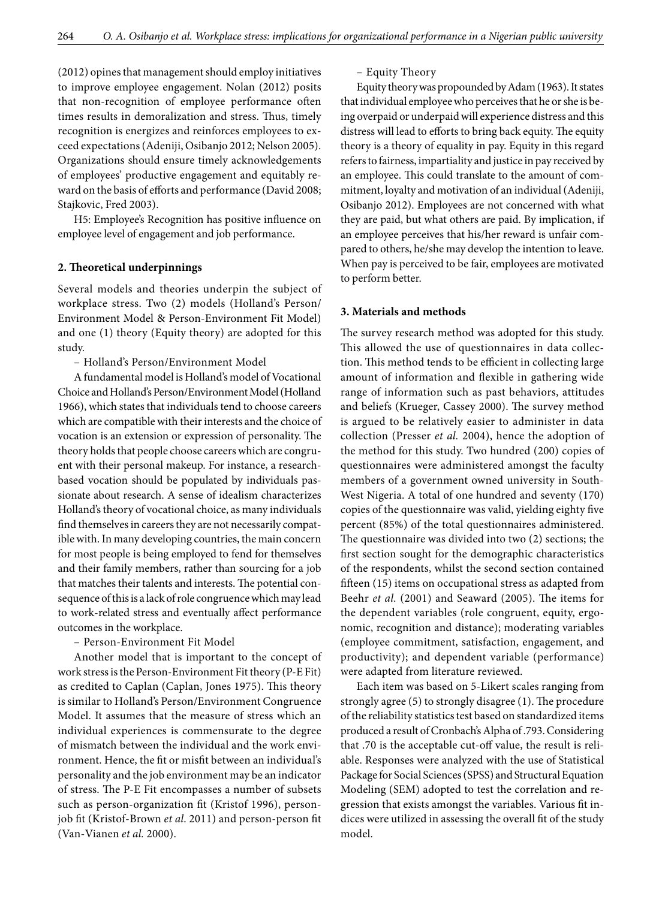(2012) opines that management should employ initiatives to improve employee engagement. Nolan (2012) posits that non-recognition of employee performance often times results in demoralization and stress. Thus, timely recognition is energizes and reinforces employees to exceed expectations (Adeniji, Osibanjo 2012; Nelson 2005). Organizations should ensure timely acknowledgements of employees' productive engagement and equitably reward on the basis of efforts and performance (David 2008; Stajkovic, Fred 2003).

H5: Employee's Recognition has positive influence on employee level of engagement and job performance.

## 2. Theoretical underpinnings

Several models and theories underpin the subject of workplace stress. Two (2) models (Holland's Person/Environment Model & Person-Environment Fit Model) and one (1) theory (Equity theory) are adopted for this study.

– Holland's Person/Environment Model

A fundamental model is Holland's model of Vocational Choice and Holland's Person/Environment Model (Holland 1966), which states that individuals tend to choose careers which are compatible with their interests and the choice of vocation is an extension or expression of personality. The theory holds that people choose careers which are congruent with their personal makeup. For instance, a research-based vocation should be populated by individuals passionate about research. A sense of idealism characterizes Holland's theory of vocational choice, as many individuals find themselves in careers they are not necessarily compatible with. In many developing countries, the main concern for most people is being employed to fend for themselves and their family members, rather than sourcing for a job that matches their talents and interests. The potential consequence of this is a lack of role congruence which may lead to work-related stress and eventually affect performance outcomes in the workplace.

– Person-Environment Fit Model

Another model that is important to the concept of work stress is the Person-Environment Fit theory (P-E Fit) as credited to Caplan (Caplan, Jones 1975). This theory is similar to Holland's Person/Environment Congruence Model. It assumes that the measure of stress which an individual experiences is commensurate to the degree of mismatch between the individual and the work environment. Hence, the fit or misfit between an individual's personality and the job environment may be an indicator of stress. The P-E Fit encompasses a number of subsets such as person-organization fit (Kristof 1996), person-job fit (Kristof-Brown *et al.* 2011) and person-person fit (Van-Vianen *et al.* 2000).

– Equity Theory

Equity theory was propounded by Adam (1963). It states that individual employee who perceives that he or she is being overpaid or underpaid will experience distress and this distress will lead to efforts to bring back equity. The equity theory is a theory of equality in pay. Equity in this regard refers to fairness, impartiality and justice in pay received by an employee. This could translate to the amount of commitment, loyalty and motivation of an individual (Adeniji, Osibanjo 2012). Employees are not concerned with what they are paid, but what others are paid. By implication, if an employee perceives that his/her reward is unfair compared to others, he/she may develop the intention to leave. When pay is perceived to be fair, employees are motivated to perform better.

## 3. Materials and methods

The survey research method was adopted for this study. This allowed the use of questionnaires in data collection. This method tends to be efficient in collecting large amount of information and flexible in gathering wide range of information such as past behaviors, attitudes and beliefs (Krueger, Cassey 2000). The survey method is argued to be relatively easier to administer in data collection (Presser *et al.* 2004), hence the adoption of the method for this study. Two hundred (200) copies of questionnaires were administered amongst the faculty members of a government owned university in South-West Nigeria. A total of one hundred and seventy (170) copies of the questionnaire was valid, yielding eighty five percent (85%) of the total questionnaires administered. The questionnaire was divided into two (2) sections; the first section sought for the demographic characteristics of the respondents, whilst the second section contained fifteen (15) items on occupational stress as adapted from Beehr *et al.* (2001) and Seaward (2005). The items for the dependent variables (role congruent, equity, ergonomic, recognition and distance); moderating variables (employee commitment, satisfaction, engagement, and productivity); and dependent variable (performance) were adapted from literature reviewed.

Each item was based on 5-Likert scales ranging from strongly agree (5) to strongly disagree (1). The procedure of the reliability statistics test based on standardized items produced a result of Cronbach's Alpha of .793. Considering that .70 is the acceptable cut-off value, the result is reliable. Responses were analyzed with the use of Statistical Package for Social Sciences (SPSS) and Structural Equation Modeling (SEM) adopted to test the correlation and regression that exists amongst the variables. Various fit indices were utilized in assessing the overall fit of the study model.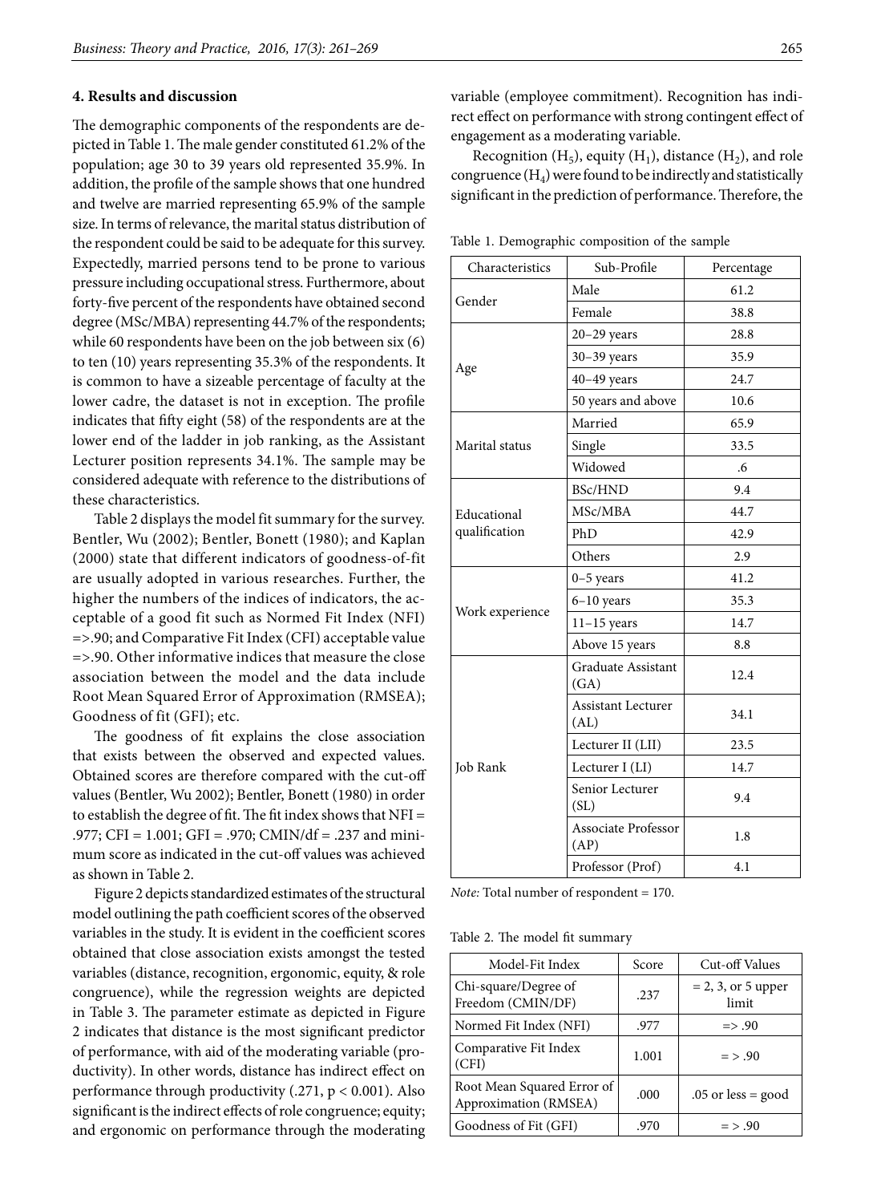## 4. Results and discussion

The demographic components of the respondents are depicted in Table 1. The male gender constituted 61.2% of the population; age 30 to 39 years old represented 35.9%. In addition, the profile of the sample shows that one hundred and twelve are married representing 65.9% of the sample size. In terms of relevance, the marital status distribution of the respondent could be said to be adequate for this survey. Expectedly, married persons tend to be prone to various pressure including occupational stress. Furthermore, about forty-five percent of the respondents have obtained second degree (MSc/MBA) representing 44.7% of the respondents; while 60 respondents have been on the job between six (6) to ten (10) years representing 35.3% of the respondents. It is common to have a sizeable percentage of faculty at the lower cadre, the dataset is not in exception. The profile indicates that fifty eight (58) of the respondents are at the lower end of the ladder in job ranking, as the Assistant Lecturer position represents 34.1%. The sample may be considered adequate with reference to the distributions of these characteristics.

Table 2 displays the model fit summary for the survey. Bentler, Wu (2002); Bentler, Bonett (1980); and Kaplan (2000) state that different indicators of goodness-of-fit are usually adopted in various researches. Further, the higher the numbers of the indices of indicators, the acceptable of a good fit such as Normed Fit Index (NFI) =>.90; and Comparative Fit Index (CFI) acceptable value =>.90. Other informative indices that measure the close association between the model and the data include Root Mean Squared Error of Approximation (RMSEA); Goodness of fit (GFI); etc.

The goodness of fit explains the close association that exists between the observed and expected values. Obtained scores are therefore compared with the cut-off values (Bentler, Wu 2002); Bentler, Bonett (1980) in order to establish the degree of fit. The fit index shows that NFI = .977; CFI = 1.001; GFI = .970; CMIN/df = .237 and minimum score as indicated in the cut-off values was achieved as shown in Table 2.

Figure 2 depicts standardized estimates of the structural model outlining the path coefficient scores of the observed variables in the study. It is evident in the coefficient scores obtained that close association exists amongst the tested variables (distance, recognition, ergonomic, equity, & role congruence), while the regression weights are depicted in Table 3. The parameter estimate as depicted in Figure 2 indicates that distance is the most significant predictor of performance, with aid of the moderating variable (productivity). In other words, distance has indirect effect on performance through productivity (.271, $p < 0.001$). Also significant is the indirect effects of role congruence; equity; and ergonomic on performance through the moderating variable (employee commitment). Recognition has indirect effect on performance with strong contingent effect of engagement as a moderating variable.

Recognition ($H_5$), equity ($H_1$), distance ($H_2$), and role congruence ($H_4$) were found to be indirectly and statistically significant in the prediction of performance. Therefore, the

Table 1. Demographic composition of the sample

| Characteristics | Sub-Profile | Percentage |
|---|---|---|
| Gender | Male | 61.2 |
| | Female | 38.8 |
| Age | 20–29 years | 28.8 |
| | 30–39 years | 35.9 |
| | 40–49 years | 24.7 |
| | 50 years and above | 10.6 |
| Marital status | Married | 65.9 |
| | Single | 33.5 |
| | Widowed | .6 |
| Educational qualification | BSc/HND | 9.4 |
| | MSc/MBA | 44.7 |
| | PhD | 42.9 |
| | Others | 2.9 |
| Work experience | 0–5 years | 41.2 |
| | 6–10 years | 35.3 |
| | 11–15 years | 14.7 |
| | Above 15 years | 8.8 |
| Job Rank | Graduate Assistant (GA) | 12.4 |
| | Assistant Lecturer (AL) | 34.1 |
| | Lecturer II (LII) | 23.5 |
| | Lecturer I (LI) | 14.7 |
| | Senior Lecturer (SL) | 9.4 |
| | Associate Professor (AP) | 1.8 |
| | Professor (Prof) | 4.1 |

*Note:* Total number of respondent = 170.

Table 2. The model fit summary

| Model-Fit Index | Score | Cut-off Values |
|---|---|---|
| Chi-square/Degree of Freedom (CMIN/DF) | .237 | = 2, 3, or 5 upper limit |
| Normed Fit Index (NFI) | .977 | => .90 |
| Comparative Fit Index (CFI) | 1.001 | = > .90 |
| Root Mean Squared Error of Approximation (RMSEA) | .000 | .05 or less = good |
| Goodness of Fit (GFI) | .970 | = > .90 |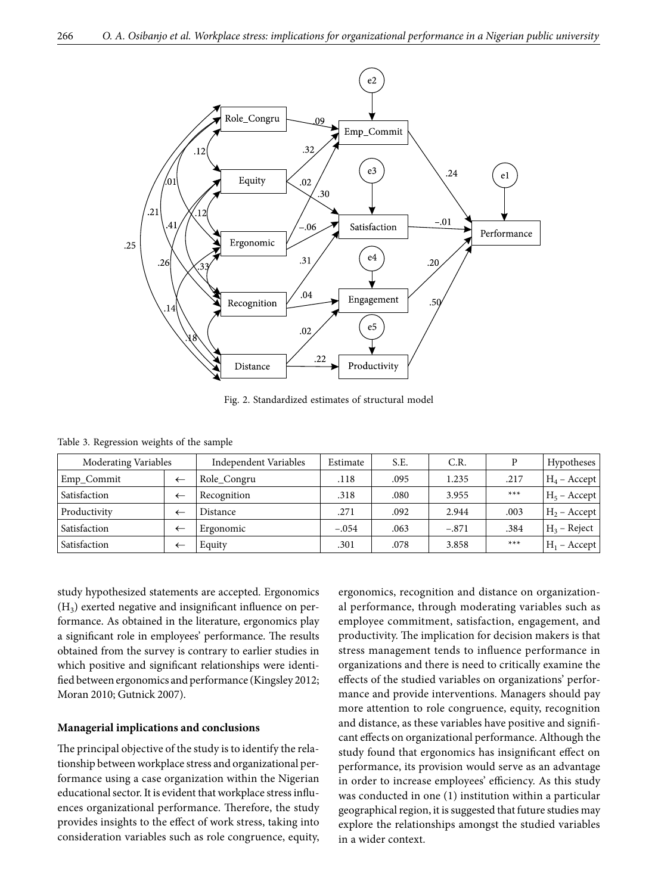Fig. 2. Standardized estimates of structural model

Table 3. Regression weights of the sample

| Moderating Variables | | Independent Variables | Estimate | S.E. | C.R. | P | Hypotheses |
|---|---|---|---|---|---|---|---|
| Emp_Commit | ← | Role_Congru | .118 | .095 | 1.235 | .217 | $H_4$ – Accept |
| Satisfaction | ← | Recognition | .318 | .080 | 3.955 | *** | $H_5$ – Accept |
| Productivity | ← | Distance | .271 | .092 | 2.944 | .003 | $H_2$ – Accept |
| Satisfaction | ← | Ergonomic | –.054 | .063 | –.871 | .384 | $H_3$ – Reject |
| Satisfaction | ← | Equity | .301 | .078 | 3.858 | *** | $H_1$ – Accept |

study hypothesized statements are accepted. Ergonomics ($H_3$) exerted negative and insignificant influence on performance. As obtained in the literature, ergonomics play a significant role in employees' performance. The results obtained from the survey is contrary to earlier studies in which positive and significant relationships were identified between ergonomics and performance (Kingsley 2012; Moran 2010; Gutnick 2007).

## Managerial implications and conclusions

The principal objective of the study is to identify the relationship between workplace stress and organizational performance using a case organization within the Nigerian educational sector. It is evident that workplace stress influences organizational performance. Therefore, the study provides insights to the effect of work stress, taking into consideration variables such as role congruence, equity, ergonomics, recognition and distance on organizational performance, through moderating variables such as employee commitment, satisfaction, engagement, and productivity. The implication for decision makers is that stress management tends to influence performance in organizations and there is need to critically examine the effects of the studied variables on organizations' performance and provide interventions. Managers should pay more attention to role congruence, equity, recognition and distance, as these variables have positive and significant effects on organizational performance. Although the study found that ergonomics has insignificant effect on performance, its provision would serve as an advantage in order to increase employees' efficiency. As this study was conducted in one (1) institution within a particular geographical region, it is suggested that future studies may explore the relationships amongst the studied variables in a wider context.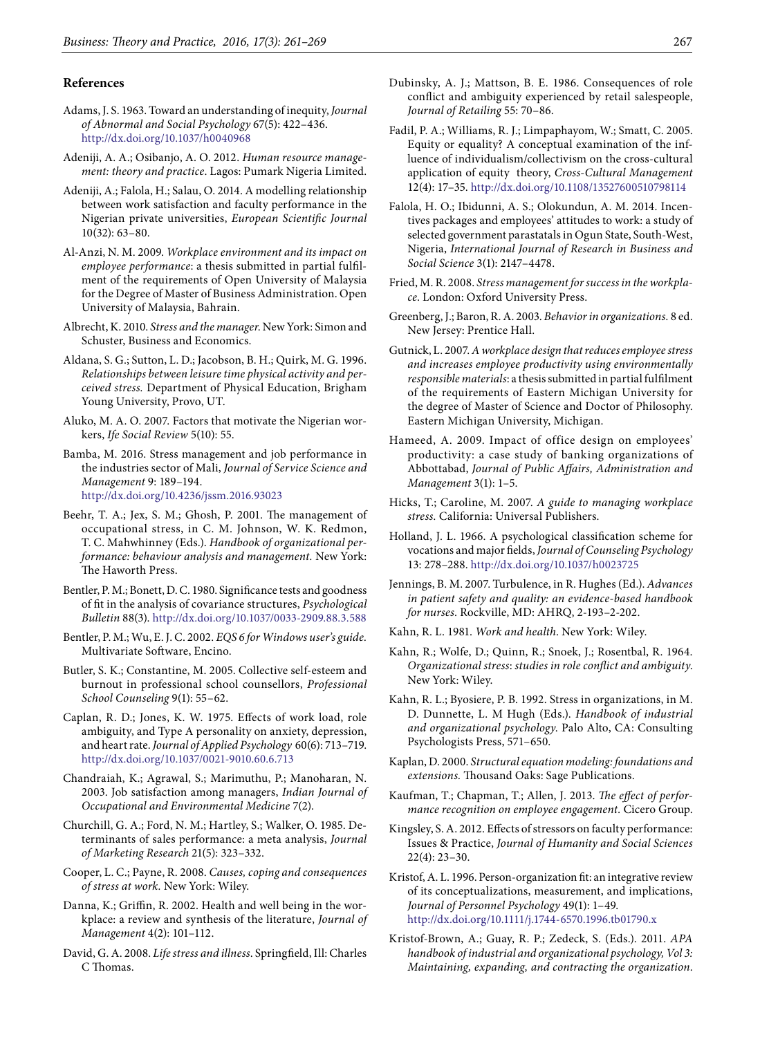## References

Adams, J. S. 1963. Toward an understanding of inequity, *Journal of Abnormal and Social Psychology* 67(5): 422–436. http://dx.doi.org/10.1037/h0040968

Adeniji, A. A.; Osibanjo, A. O. 2012. *Human resource management: theory and practice*. Lagos: Pumark Nigeria Limited.

Adeniji, A.; Falola, H.; Salau, O. 2014. A modelling relationship between work satisfaction and faculty performance in the Nigerian private universities, *European Scientific Journal* 10(32): 63–80.

Al-Anzi, N. M. 2009. *Workplace environment and its impact on employee performance*: a thesis submitted in partial fulfilment of the requirements of Open University of Malaysia for the Degree of Master of Business Administration. Open University of Malaysia, Bahrain.

Albrecht, K. 2010. *Stress and the manager*. New York: Simon and Schuster, Business and Economics.

Aldana, S. G.; Sutton, L. D.; Jacobson, B. H.; Quirk, M. G. 1996. *Relationships between leisure time physical activity and perceived stress.* Department of Physical Education, Brigham Young University, Provo, UT.

Aluko, M. A. O. 2007. Factors that motivate the Nigerian workers, *Ife Social Review* 5(10): 55.

Bamba, M. 2016. Stress management and job performance in the industries sector of Mali, *Journal of Service Science and Management* 9: 189–194. http://dx.doi.org/10.4236/jssm.2016.93023

Beehr, T. A.; Jex, S. M.; Ghosh, P. 2001. The management of occupational stress, in C. M. Johnson, W. K. Redmon, T. C. Mahwhinney (Eds.). *Handbook of organizational performance: behaviour analysis and management.* New York: The Haworth Press.

Bentler, P. M.; Bonett, D. C. 1980. Significance tests and goodness of fit in the analysis of covariance structures, *Psychological Bulletin* 88(3). http://dx.doi.org/10.1037/0033-2909.88.3.588

Bentler, P. M.; Wu, E. J. C. 2002. *EQS 6 for Windows user's guide.* Multivariate Software, Encino.

Butler, S. K.; Constantine, M. 2005. Collective self-esteem and burnout in professional school counsellors, *Professional School Counseling* 9(1): 55–62.

Caplan, R. D.; Jones, K. W. 1975. Effects of work load, role ambiguity, and Type A personality on anxiety, depression, and heart rate. *Journal of Applied Psychology* 60(6): 713–719. http://dx.doi.org/10.1037/0021-9010.60.6.713

Chandraiah, K.; Agrawal, S.; Marimuthu, P.; Manoharan, N. 2003. Job satisfaction among managers, *Indian Journal of Occupational and Environmental Medicine* 7(2).

Churchill, G. A.; Ford, N. M.; Hartley, S.; Walker, O. 1985. Determinants of sales performance: a meta analysis, *Journal of Marketing Research* 21(5): 323–332.

Cooper, L. C.; Payne, R. 2008. *Causes, coping and consequences of stress at work.* New York: Wiley.

Danna, K.; Griffin, R. 2002. Health and well being in the workplace: a review and synthesis of the literature, *Journal of Management* 4(2): 101–112.

David, G. A. 2008. *Life stress and illness*. Springfield, Ill: Charles C Thomas.

Dubinsky, A. J.; Mattson, B. E. 1986. Consequences of role conflict and ambiguity experienced by retail salespeople, *Journal of Retailing* 55: 70–86.

Fadil, P. A.; Williams, R. J.; Limpaphayom, W.; Smatt, C. 2005. Equity or equality? A conceptual examination of the influence of individualism/collectivism on the cross-cultural application of equity theory, *Cross-Cultural Management* 12(4): 17–35. http://dx.doi.org/10.1108/13527600510798114

Falola, H. O.; Ibidunni, A. S.; Olokundun, A. M. 2014. Incentives packages and employees' attitudes to work: a study of selected government parastatals in Ogun State, South-West, Nigeria, *International Journal of Research in Business and Social Science* 3(1): 2147–4478.

Fried, M. R. 2008. *Stress management for success in the workplace.* London: Oxford University Press.

Greenberg, J.; Baron, R. A. 2003. *Behavior in organizations.* 8 ed. New Jersey: Prentice Hall.

Gutnick, L. 2007. *A workplace design that reduces employee stress and increases employee productivity using environmentally responsible materials*: a thesis submitted in partial fulfilment of the requirements of Eastern Michigan University for the degree of Master of Science and Doctor of Philosophy. Eastern Michigan University, Michigan.

Hameed, A. 2009. Impact of office design on employees' productivity: a case study of banking organizations of Abbottabad, *Journal of Public Affairs, Administration and Management* 3(1): 1–5.

Hicks, T.; Caroline, M. 2007. *A guide to managing workplace stress.* California: Universal Publishers.

Holland, J. L. 1966. A psychological classification scheme for vocations and major fields, *Journal of Counseling Psychology* 13: 278–288. http://dx.doi.org/10.1037/h0023725

Jennings, B. M. 2007. Turbulence, in R. Hughes (Ed.). *Advances in patient safety and quality: an evidence-based handbook for nurses*. Rockville, MD: AHRQ, 2-193–2-202.

Kahn, R. L. 1981. *Work and health.* New York: Wiley.

Kahn, R.; Wolfe, D.; Quinn, R.; Snoek, J.; Rosentbal, R. 1964. *Organizational stress*: *studies in role conflict and ambiguity*. New York: Wiley.

Kahn, R. L.; Byosiere, P. B. 1992. Stress in organizations, in M. D. Dunnette, L. M Hugh (Eds.). *Handbook of industrial and organizational psychology.* Palo Alto, CA: Consulting Psychologists Press, 571–650.

Kaplan, D. 2000. *Structural equation modeling: foundations and extensions.* Thousand Oaks: Sage Publications.

Kaufman, T.; Chapman, T.; Allen, J. 2013. *The effect of performance recognition on employee engagement.* Cicero Group.

Kingsley, S. A. 2012. Effects of stressors on faculty performance: Issues & Practice, *Journal of Humanity and Social Sciences* 22(4): 23–30.

Kristof, A. L. 1996. Person-organization fit: an integrative review of its conceptualizations, measurement, and implications, *Journal of Personnel Psychology* 49(1): 1–49. http://dx.doi.org/10.1111/j.1744-6570.1996.tb01790.x

Kristof-Brown, A.; Guay, R. P.; Zedeck, S. (Eds.). 2011. *APA handbook of industrial and organizational psychology, Vol 3: Maintaining, expanding, and contracting the organization*.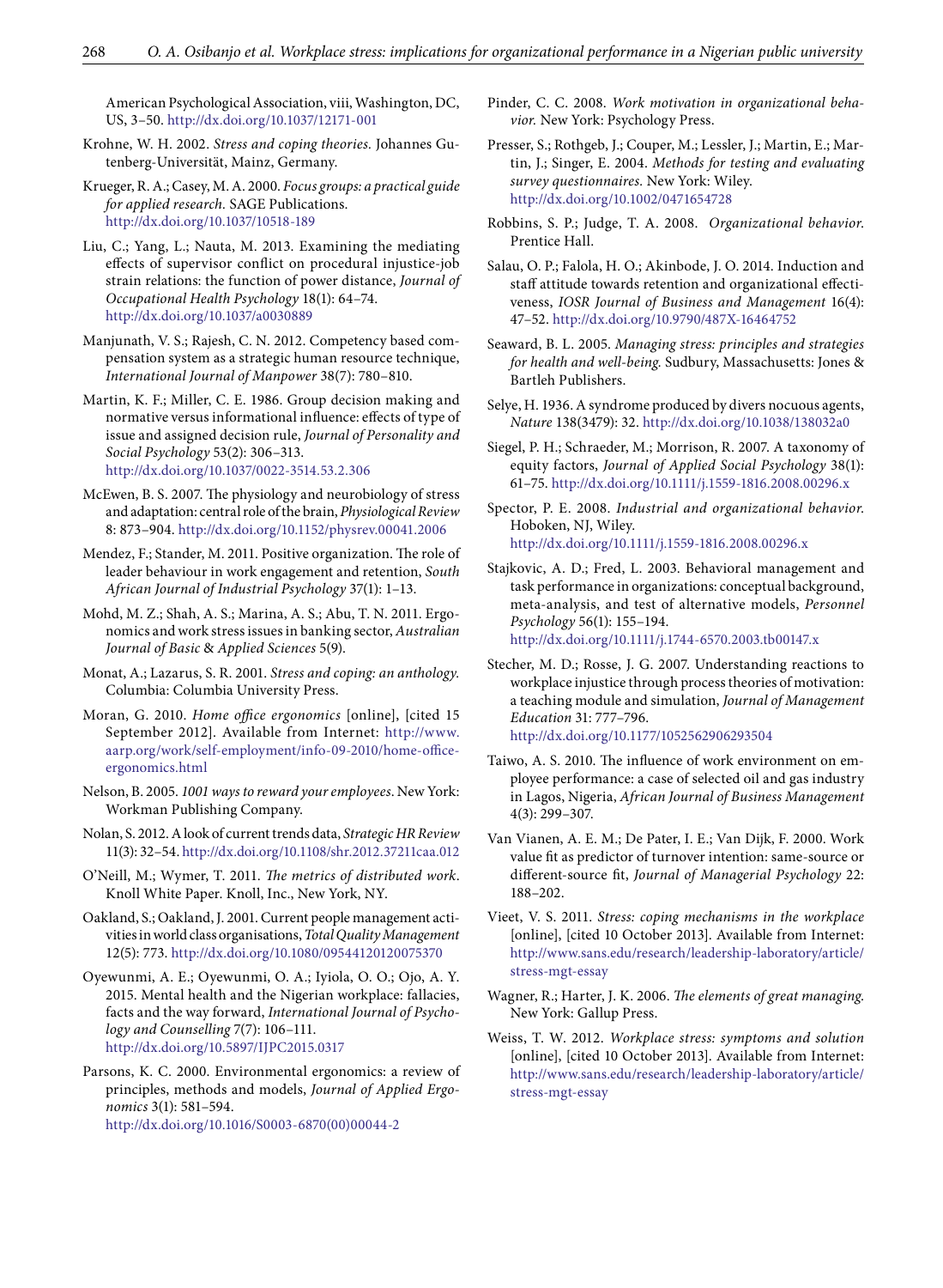American Psychological Association, viii, Washington, DC, US, 3–50. http://dx.doi.org/10.1037/12171-001

Krohne, W. H. 2002. *Stress and coping theories.* Johannes Gutenberg-Universität, Mainz, Germany.

Krueger, R. A.; Casey, M. A. 2000. *Focus groups: a practical guide for applied research.* SAGE Publications. http://dx.doi.org/10.1037/10518-189

Liu, C.; Yang, L.; Nauta, M. 2013. Examining the mediating effects of supervisor conflict on procedural injustice-job strain relations: the function of power distance, *Journal of Occupational Health Psychology* 18(1): 64–74. http://dx.doi.org/10.1037/a0030889

Manjunath, V. S.; Rajesh, C. N. 2012. Competency based compensation system as a strategic human resource technique, *International Journal of Manpower* 38(7): 780–810.

Martin, K. F.; Miller, C. E. 1986. Group decision making and normative versus informational influence: effects of type of issue and assigned decision rule, *Journal of Personality and Social Psychology* 53(2): 306–313. http://dx.doi.org/10.1037/0022-3514.53.2.306

McEwen, B. S. 2007. The physiology and neurobiology of stress and adaptation: central role of the brain, *Physiological Review* 8: 873–904. http://dx.doi.org/10.1152/physrev.00041.2006

Mendez, F.; Stander, M. 2011. Positive organization. The role of leader behaviour in work engagement and retention, *South African Journal of Industrial Psychology* 37(1): 1–13.

Mohd, M. Z.; Shah, A. S.; Marina, A. S.; Abu, T. N. 2011. Ergonomics and work stress issues in banking sector, *Australian Journal of Basic & Applied Sciences* 5(9).

Monat, A.; Lazarus, S. R. 2001. *Stress and coping: an anthology.* Columbia: Columbia University Press.

Moran, G. 2010. *Home office ergonomics* [online], [cited 15 September 2012]. Available from Internet: http://www.aarp.org/work/self-employment/info-09-2010/home-office-ergonomics.html

Nelson, B. 2005. *1001 ways to reward your employees.* New York: Workman Publishing Company.

Nolan, S. 2012. A look of current trends data, *Strategic HR Review* 11(3): 32–54. http://dx.doi.org/10.1108/shr.2012.37211caa.012

O'Neill, M.; Wymer, T. 2011. *The metrics of distributed work*. Knoll White Paper. Knoll, Inc., New York, NY.

Oakland, S.; Oakland, J. 2001. Current people management activities in world class organisations, *Total Quality Management* 12(5): 773. http://dx.doi.org/10.1080/09544120120075370

Oyewunmi, A. E.; Oyewunmi, O. A.; Iyiola, O. O.; Ojo, A. Y. 2015. Mental health and the Nigerian workplace: fallacies, facts and the way forward, *International Journal of Psychology and Counselling* 7(7): 106–111. http://dx.doi.org/10.5897/IJPC2015.0317

Parsons, K. C. 2000. Environmental ergonomics: a review of principles, methods and models, *Journal of Applied Ergonomics* 3(1): 581–594. http://dx.doi.org/10.1016/S0003-6870(00)00044-2

Pinder, C. C. 2008. *Work motivation in organizational behavior.* New York: Psychology Press.

Presser, S.; Rothgeb, J.; Couper, M.; Lessler, J.; Martin, E.; Martin, J.; Singer, E. 2004. *Methods for testing and evaluating survey questionnaires.* New York: Wiley. http://dx.doi.org/10.1002/0471654728

Robbins, S. P.; Judge, T. A. 2008. *Organizational behavior.* Prentice Hall.

Salau, O. P.; Falola, H. O.; Akinbode, J. O. 2014. Induction and staff attitude towards retention and organizational effectiveness, *IOSR Journal of Business and Management* 16(4): 47–52. http://dx.doi.org/10.9790/487X-16464752

Seaward, B. L. 2005. *Managing stress: principles and strategies for health and well-being.* Sudbury, Massachusetts: Jones & Bartleh Publishers.

Selye, H. 1936. A syndrome produced by divers nocuous agents, *Nature* 138(3479): 32. http://dx.doi.org/10.1038/138032a0

Siegel, P. H.; Schraeder, M.; Morrison, R. 2007. A taxonomy of equity factors, *Journal of Applied Social Psychology* 38(1): 61–75. http://dx.doi.org/10.1111/j.1559-1816.2008.00296.x

Spector, P. E. 2008. *Industrial and organizational behavior.* Hoboken, NJ, Wiley. http://dx.doi.org/10.1111/j.1559-1816.2008.00296.x

Stajkovic, A. D.; Fred, L. 2003. Behavioral management and task performance in organizations: conceptual background, meta-analysis, and test of alternative models, *Personnel Psychology* 56(1): 155–194. http://dx.doi.org/10.1111/j.1744-6570.2003.tb00147.x

Stecher, M. D.; Rosse, J. G. 2007. Understanding reactions to workplace injustice through process theories of motivation: a teaching module and simulation, *Journal of Management Education* 31: 777–796. http://dx.doi.org/10.1177/1052562906293504

Taiwo, A. S. 2010. The influence of work environment on employee performance: a case of selected oil and gas industry in Lagos, Nigeria, *African Journal of Business Management* 4(3): 299–307.

Van Vianen, A. E. M.; De Pater, I. E.; Van Dijk, F. 2000. Work value fit as predictor of turnover intention: same-source or different-source fit, *Journal of Managerial Psychology* 22: 188–202.

Vieet, V. S. 2011. *Stress: coping mechanisms in the workplace* [online], [cited 10 October 2013]. Available from Internet: http://www.sans.edu/research/leadership-laboratory/article/stress-mgt-essay

Wagner, R.; Harter, J. K. 2006. *The elements of great managing.* New York: Gallup Press.

Weiss, T. W. 2012. *Workplace stress: symptoms and solution* [online], [cited 10 October 2013]. Available from Internet: http://www.sans.edu/research/leadership-laboratory/article/stress-mgt-essay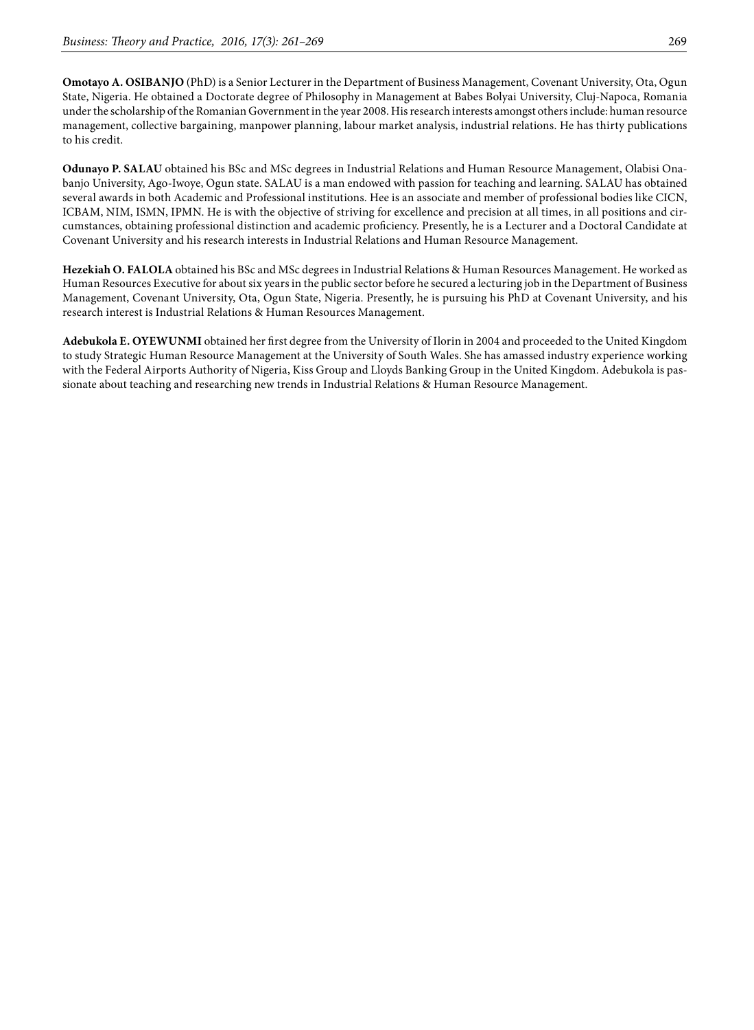**Omotayo A. OSIBANJO** (PhD) is a Senior Lecturer in the Department of Business Management, Covenant University, Ota, Ogun State, Nigeria. He obtained a Doctorate degree of Philosophy in Management at Babes Bolyai University, Cluj-Napoca, Romania under the scholarship of the Romanian Government in the year 2008. His research interests amongst others include: human resource management, collective bargaining, manpower planning, labour market analysis, industrial relations. He has thirty publications to his credit.

**Odunayo P. SALAU** obtained his BSc and MSc degrees in Industrial Relations and Human Resource Management, Olabisi Onabanjo University, Ago-Iwoye, Ogun state. SALAU is a man endowed with passion for teaching and learning. SALAU has obtained several awards in both Academic and Professional institutions. Hee is an associate and member of professional bodies like CICN, ICBAM, NIM, ISMN, IPMN. He is with the objective of striving for excellence and precision at all times, in all positions and circumstances, obtaining professional distinction and academic proficiency. Presently, he is a Lecturer and a Doctoral Candidate at Covenant University and his research interests in Industrial Relations and Human Resource Management.

**Hezekiah O. FALOLA** obtained his BSc and MSc degrees in Industrial Relations & Human Resources Management. He worked as Human Resources Executive for about six years in the public sector before he secured a lecturing job in the Department of Business Management, Covenant University, Ota, Ogun State, Nigeria. Presently, he is pursuing his PhD at Covenant University, and his research interest is Industrial Relations & Human Resources Management.

**Adebukola E. OYEWUNMI** obtained her first degree from the University of Ilorin in 2004 and proceeded to the United Kingdom to study Strategic Human Resource Management at the University of South Wales. She has amassed industry experience working with the Federal Airports Authority of Nigeria, Kiss Group and Lloyds Banking Group in the United Kingdom. Adebukola is passionate about teaching and researching new trends in Industrial Relations & Human Resource Management.